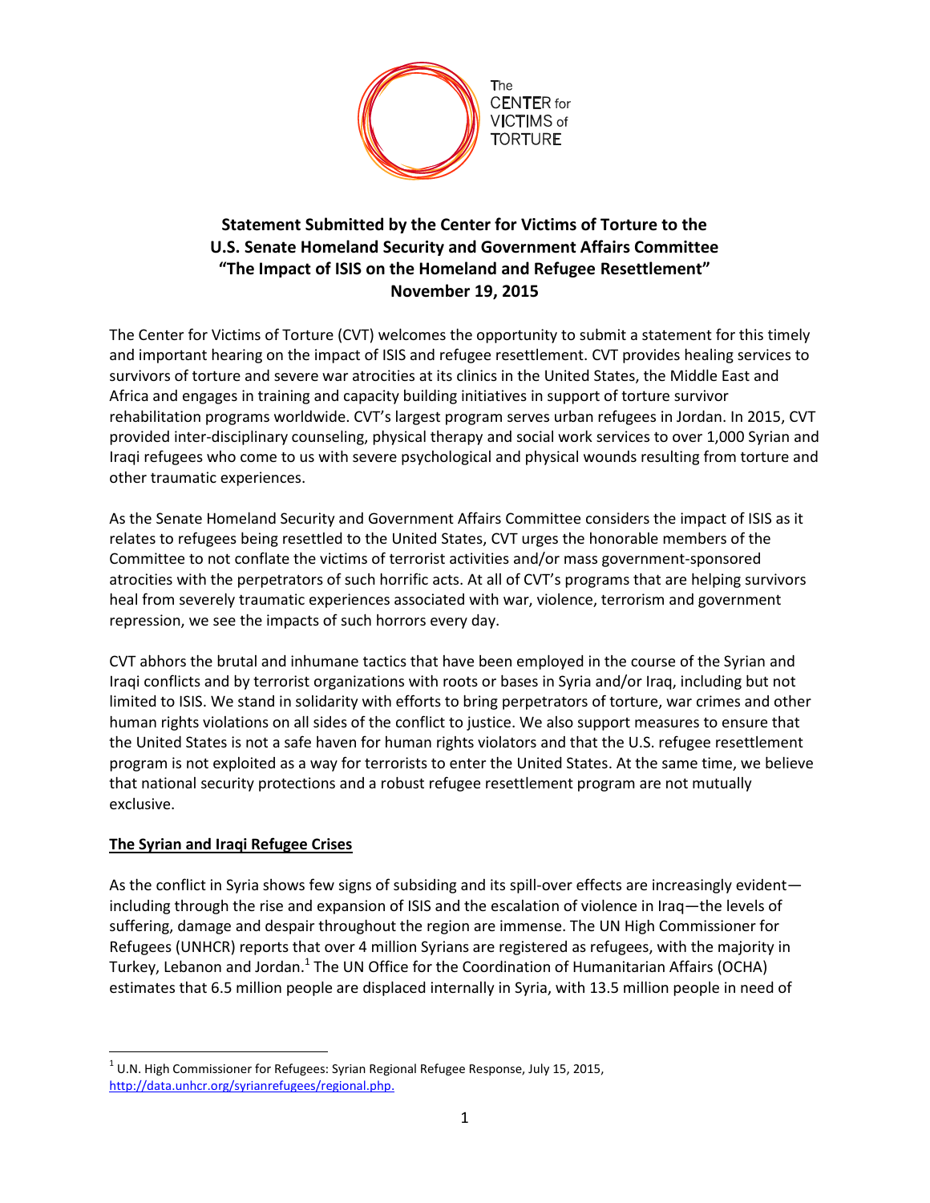The CENTER for VICTIMS of TORTURE

**Statement Submitted by the Center for Victims of Torture to the U.S. Senate Homeland Security and Government Affairs Committee "The Impact of ISIS on the Homeland and Refugee Resettlement" November 19, 2015**

The Center for Victims of Torture (CVT) welcomes the opportunity to submit a statement for this timely and important hearing on the impact of ISIS and refugee resettlement. CVT provides healing services to survivors of torture and severe war atrocities at its clinics in the United States, the Middle East and Africa and engages in training and capacity building initiatives in support of torture survivor rehabilitation programs worldwide. CVT's largest program serves urban refugees in Jordan. In 2015, CVT provided inter-disciplinary counseling, physical therapy and social work services to over 1,000 Syrian and Iraqi refugees who come to us with severe psychological and physical wounds resulting from torture and other traumatic experiences.

As the Senate Homeland Security and Government Affairs Committee considers the impact of ISIS as it relates to refugees being resettled to the United States, CVT urges the honorable members of the Committee to not conflate the victims of terrorist activities and/or mass government-sponsored atrocities with the perpetrators of such horrific acts. At all of CVT's programs that are helping survivors heal from severely traumatic experiences associated with war, violence, terrorism and government repression, we see the impacts of such horrors every day.

CVT abhors the brutal and inhumane tactics that have been employed in the course of the Syrian and Iraqi conflicts and by terrorist organizations with roots or bases in Syria and/or Iraq, including but not limited to ISIS. We stand in solidarity with efforts to bring perpetrators of torture, war crimes and other human rights violations on all sides of the conflict to justice. We also support measures to ensure that the United States is not a safe haven for human rights violators and that the U.S. refugee resettlement program is not exploited as a way for terrorists to enter the United States. At the same time, we believe that national security protections and a robust refugee resettlement program are not mutually exclusive.

**The Syrian and Iraqi Refugee Crises**

As the conflict in Syria shows few signs of subsiding and its spill-over effects are increasingly evident—including through the rise and expansion of ISIS and the escalation of violence in Iraq—the levels of suffering, damage and despair throughout the region are immense. The UN High Commissioner for Refugees (UNHCR) reports that over 4 million Syrians are registered as refugees, with the majority in Turkey, Lebanon and Jordan.[1] The UN Office for the Coordination of Humanitarian Affairs (OCHA) estimates that 6.5 million people are displaced internally in Syria, with 13.5 million people in need of

[1] U.N. High Commissioner for Refugees: Syrian Regional Refugee Response, July 15, 2015, http://data.unhcr.org/syrianrefugees/regional.php.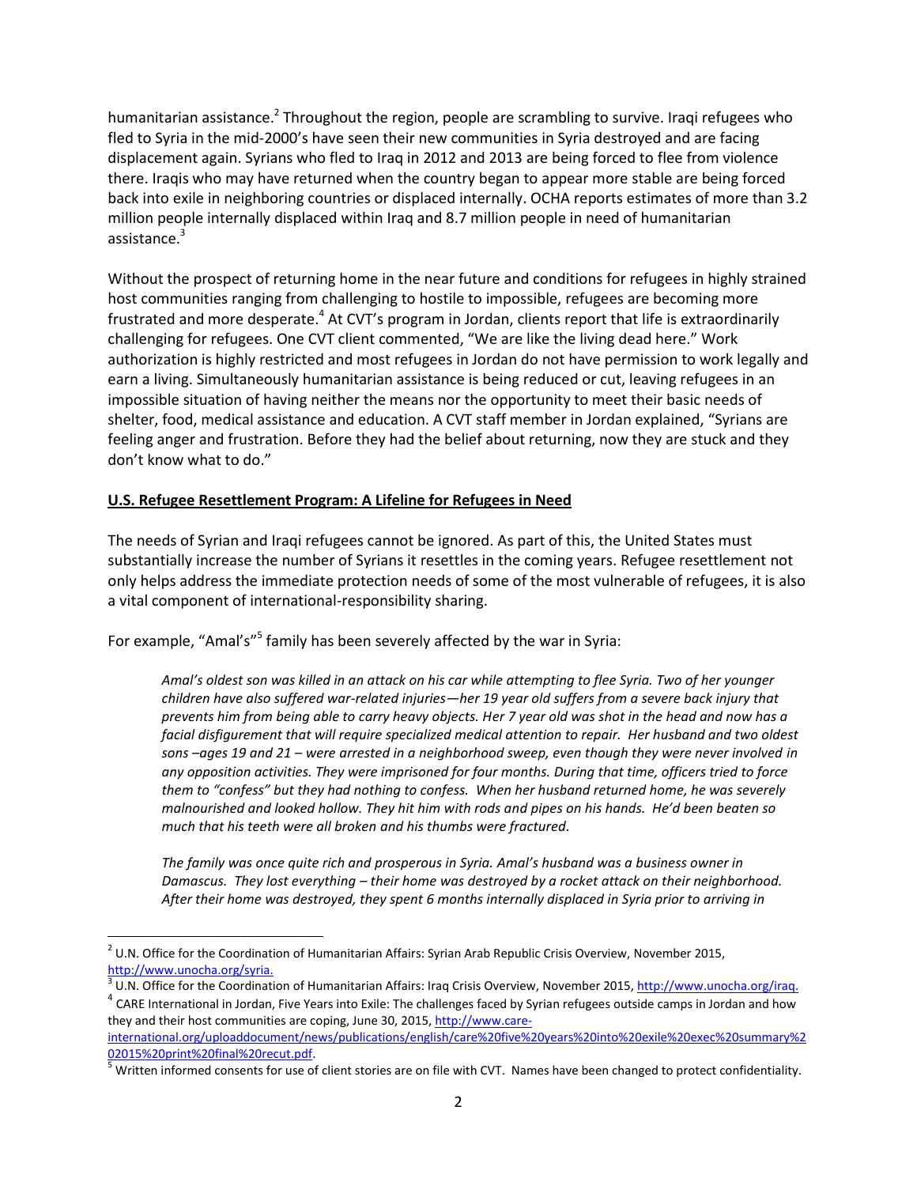humanitarian assistance.[2] Throughout the region, people are scrambling to survive. Iraqi refugees who fled to Syria in the mid-2000's have seen their new communities in Syria destroyed and are facing displacement again. Syrians who fled to Iraq in 2012 and 2013 are being forced to flee from violence there. Iraqis who may have returned when the country began to appear more stable are being forced back into exile in neighboring countries or displaced internally. OCHA reports estimates of more than 3.2 million people internally displaced within Iraq and 8.7 million people in need of humanitarian assistance.[3]

Without the prospect of returning home in the near future and conditions for refugees in highly strained host communities ranging from challenging to hostile to impossible, refugees are becoming more frustrated and more desperate.[4] At CVT's program in Jordan, clients report that life is extraordinarily challenging for refugees. One CVT client commented, "We are like the living dead here." Work authorization is highly restricted and most refugees in Jordan do not have permission to work legally and earn a living. Simultaneously humanitarian assistance is being reduced or cut, leaving refugees in an impossible situation of having neither the means nor the opportunity to meet their basic needs of shelter, food, medical assistance and education. A CVT staff member in Jordan explained, "Syrians are feeling anger and frustration. Before they had the belief about returning, now they are stuck and they don't know what to do."

## U.S. Refugee Resettlement Program: A Lifeline for Refugees in Need

The needs of Syrian and Iraqi refugees cannot be ignored. As part of this, the United States must substantially increase the number of Syrians it resettles in the coming years. Refugee resettlement not only helps address the immediate protection needs of some of the most vulnerable of refugees, it is also a vital component of international-responsibility sharing.

For example, "Amal's"[5] family has been severely affected by the war in Syria:

> *Amal's oldest son was killed in an attack on his car while attempting to flee Syria. Two of her younger children have also suffered war-related injuries—her 19 year old suffers from a severe back injury that prevents him from being able to carry heavy objects. Her 7 year old was shot in the head and now has a facial disfigurement that will require specialized medical attention to repair. Her husband and two oldest sons –ages 19 and 21 – were arrested in a neighborhood sweep, even though they were never involved in any opposition activities. They were imprisoned for four months. During that time, officers tried to force them to "confess" but they had nothing to confess. When her husband returned home, he was severely malnourished and looked hollow. They hit him with rods and pipes on his hands. He'd been beaten so much that his teeth were all broken and his thumbs were fractured.*
>
> *The family was once quite rich and prosperous in Syria. Amal's husband was a business owner in Damascus. They lost everything – their home was destroyed by a rocket attack on their neighborhood. After their home was destroyed, they spent 6 months internally displaced in Syria prior to arriving in*

---

[2] U.N. Office for the Coordination of Humanitarian Affairs: Syrian Arab Republic Crisis Overview, November 2015, http://www.unocha.org/syria.

[3] U.N. Office for the Coordination of Humanitarian Affairs: Iraq Crisis Overview, November 2015, http://www.unocha.org/iraq.

[4] CARE International in Jordan, Five Years into Exile: The challenges faced by Syrian refugees outside camps in Jordan and how they and their host communities are coping, June 30, 2015, http://www.care-international.org/uploaddocument/news/publications/english/care%20five%20years%20into%20exile%20exec%20summary%202015%20print%20final%20recut.pdf.

[5] Written informed consents for use of client stories are on file with CVT. Names have been changed to protect confidentiality.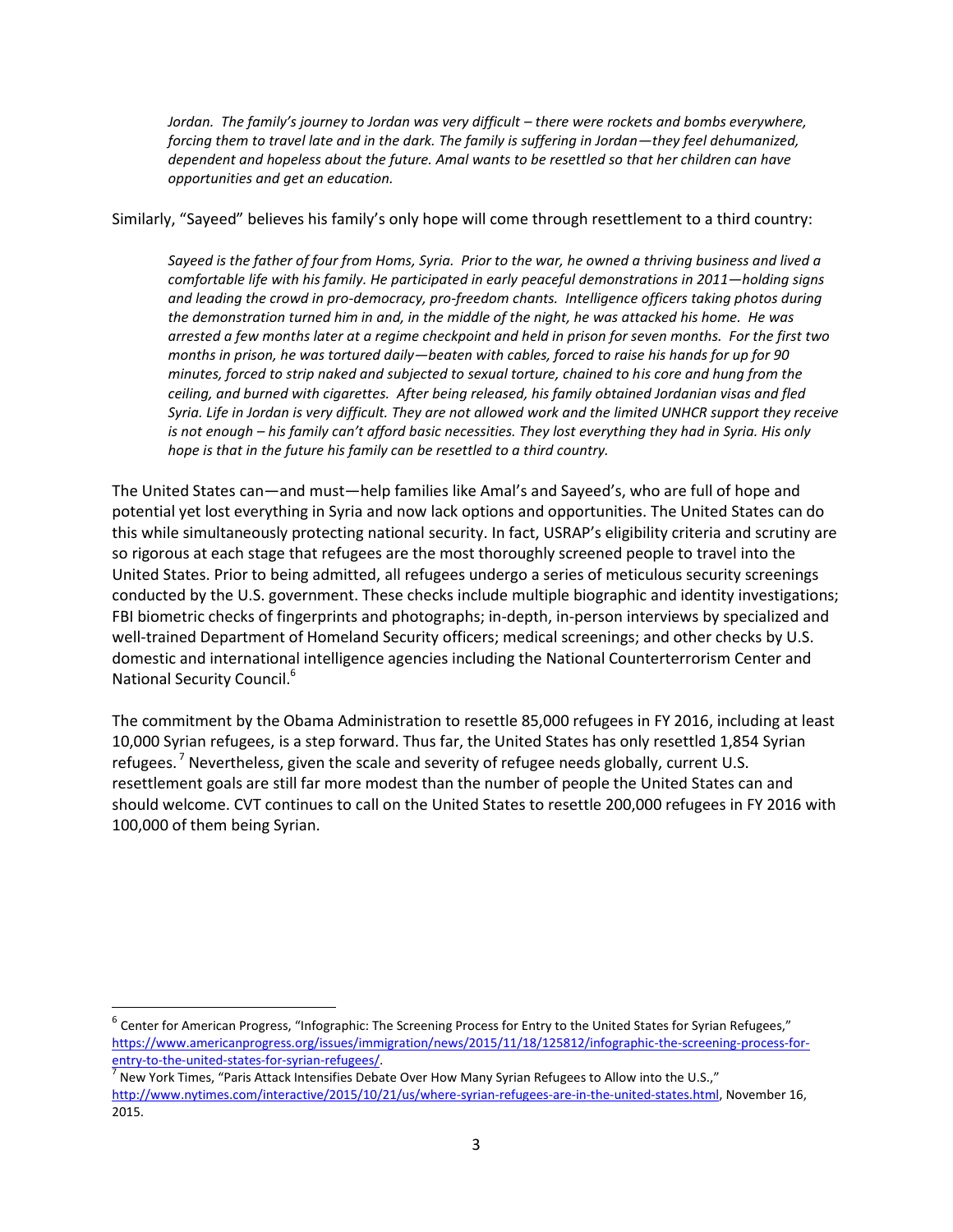*Jordan. The family's journey to Jordan was very difficult – there were rockets and bombs everywhere, forcing them to travel late and in the dark. The family is suffering in Jordan—they feel dehumanized, dependent and hopeless about the future. Amal wants to be resettled so that her children can have opportunities and get an education.*

Similarly, "Sayeed" believes his family's only hope will come through resettlement to a third country:

> *Sayeed is the father of four from Homs, Syria. Prior to the war, he owned a thriving business and lived a comfortable life with his family. He participated in early peaceful demonstrations in 2011—holding signs and leading the crowd in pro-democracy, pro-freedom chants. Intelligence officers taking photos during the demonstration turned him in and, in the middle of the night, he was attacked his home. He was arrested a few months later at a regime checkpoint and held in prison for seven months. For the first two months in prison, he was tortured daily—beaten with cables, forced to raise his hands for up for 90 minutes, forced to strip naked and subjected to sexual torture, chained to his core and hung from the ceiling, and burned with cigarettes. After being released, his family obtained Jordanian visas and fled Syria. Life in Jordan is very difficult. They are not allowed work and the limited UNHCR support they receive is not enough – his family can't afford basic necessities. They lost everything they had in Syria. His only hope is that in the future his family can be resettled to a third country.*

The United States can—and must—help families like Amal's and Sayeed's, who are full of hope and potential yet lost everything in Syria and now lack options and opportunities. The United States can do this while simultaneously protecting national security. In fact, USRAP's eligibility criteria and scrutiny are so rigorous at each stage that refugees are the most thoroughly screened people to travel into the United States. Prior to being admitted, all refugees undergo a series of meticulous security screenings conducted by the U.S. government. These checks include multiple biographic and identity investigations; FBI biometric checks of fingerprints and photographs; in-depth, in-person interviews by specialized and well-trained Department of Homeland Security officers; medical screenings; and other checks by U.S. domestic and international intelligence agencies including the National Counterterrorism Center and National Security Council.[6]

The commitment by the Obama Administration to resettle 85,000 refugees in FY 2016, including at least 10,000 Syrian refugees, is a step forward. Thus far, the United States has only resettled 1,854 Syrian refugees.[7] Nevertheless, given the scale and severity of refugee needs globally, current U.S. resettlement goals are still far more modest than the number of people the United States can and should welcome. CVT continues to call on the United States to resettle 200,000 refugees in FY 2016 with 100,000 of them being Syrian.

---

[6] Center for American Progress, "Infographic: The Screening Process for Entry to the United States for Syrian Refugees," https://www.americanprogress.org/issues/immigration/news/2015/11/18/125812/infographic-the-screening-process-for-entry-to-the-united-states-for-syrian-refugees/.

[7] New York Times, "Paris Attack Intensifies Debate Over How Many Syrian Refugees to Allow into the U.S.," http://www.nytimes.com/interactive/2015/10/21/us/where-syrian-refugees-are-in-the-united-states.html, November 16, 2015.